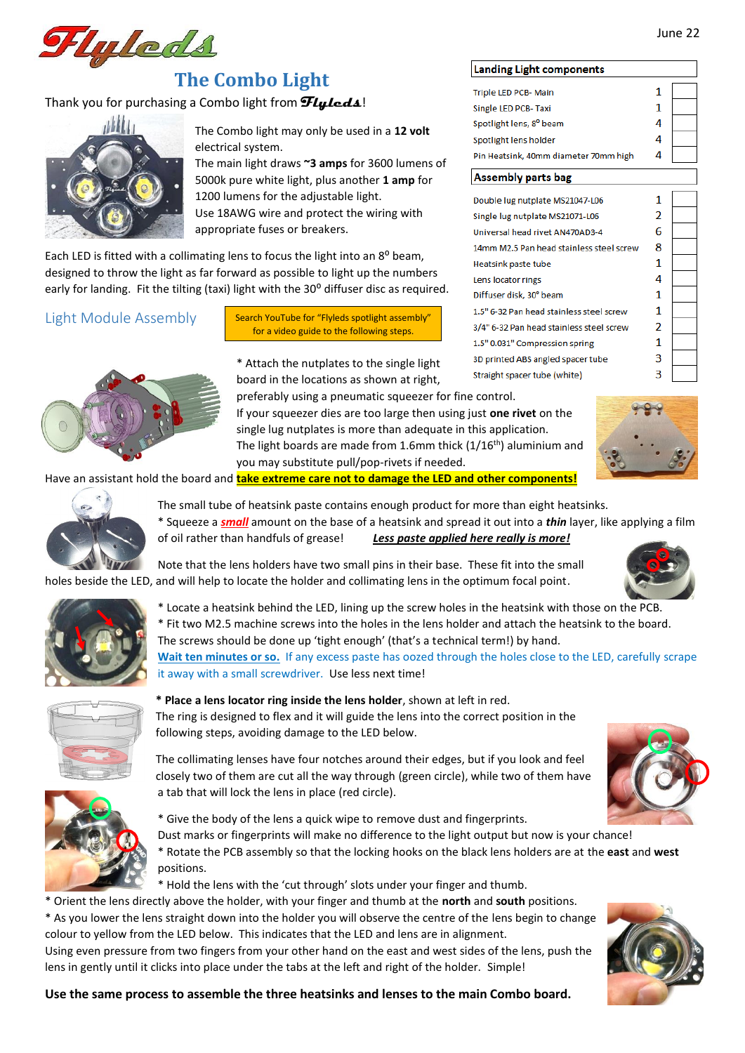# Flyleds

June 22

## The Combo Light

Thank you for purchasing a Combo light from ***Flyleds***!

The Combo light may only be used in a **12 volt** electrical system.
The main light draws **~3 amps** for 3600 lumens of 5000k pure white light, plus another **1 amp** for 1200 lumens for the adjustable light.
Use 18AWG wire and protect the wiring with appropriate fuses or breakers.

| Landing Light components | | |
|---|---|---|
| Triple LED PCB- Main | 1 | |
| Single LED PCB- Taxi | 1 | |
| Spotlight lens, 8° beam | 4 | |
| Spotlight lens holder | 4 | |
| Pin Heatsink, 40mm diameter 70mm high | 4 | |

| Assembly parts bag | | |
|---|---|---|
| Double lug nutplate MS21047-L06 | 1 | |
| Single lug nutplate MS21071-L06 | 2 | |
| Universal head rivet AN470AD3-4 | 6 | |
| 14mm M2.5 Pan head stainless steel screw | 8 | |
| Heatsink paste tube | 1 | |
| Lens locator rings | 4 | |
| Diffuser disk, 30° beam | 1 | |
| 1.5" 6-32 Pan head stainless steel screw | 1 | |
| 3/4" 6-32 Pan head stainless steel screw | 2 | |
| 1.5" 0.031" Compression spring | 1 | |
| 3D printed ABS angled spacer tube | 3 | |
| Straight spacer tube (white) | 3 | |

Each LED is fitted with a collimating lens to focus the light into an 8° beam, designed to throw the light as far forward as possible to light up the numbers early for landing. Fit the tilting (taxi) light with the 30° diffuser disc as required.

## Light Module Assembly

Search YouTube for "Flyleds spotlight assembly" for a video guide to the following steps.

* Attach the nutplates to the single light board in the locations as shown at right, preferably using a pneumatic squeezer for fine control.
If your squeezer dies are too large then using just **one rivet** on the single lug nutplates is more than adequate in this application.
The light boards are made from 1.6mm thick (1/16th) aluminium and you may substitute pull/pop-rivets if needed.

Have an assistant hold the board and **take extreme care not to damage the LED and other components!**

The small tube of heatsink paste contains enough product for more than eight heatsinks.
* Squeeze a ***small*** amount on the base of a heatsink and spread it out into a ***thin*** layer, like applying a film of oil rather than handfuls of grease! ***Less paste applied here really is more!***

Note that the lens holders have two small pins in their base. These fit into the small holes beside the LED, and will help to locate the holder and collimating lens in the optimum focal point.

* Locate a heatsink behind the LED, lining up the screw holes in the heatsink with those on the PCB.
* Fit two M2.5 machine screws into the holes in the lens holder and attach the heatsink to the board.
The screws should be done up 'tight enough' (that's a technical term!) by hand.
Wait ten minutes or so. If any excess paste has oozed through the holes close to the LED, carefully scrape it away with a small screwdriver. Use less next time!

* **Place a lens locator ring inside the lens holder**, shown at left in red.
The ring is designed to flex and it will guide the lens into the correct position in the following steps, avoiding damage to the LED below.

The collimating lenses have four notches around their edges, but if you look and feel closely two of them are cut all the way through (green circle), while two of them have a tab that will lock the lens in place (red circle).

* Give the body of the lens a quick wipe to remove dust and fingerprints.
Dust marks or fingerprints will make no difference to the light output but now is your chance!
* Rotate the PCB assembly so that the locking hooks on the black lens holders are at the **east** and **west** positions.
* Hold the lens with the 'cut through' slots under your finger and thumb.
* Orient the lens directly above the holder, with your finger and thumb at the **north** and **south** positions.
* As you lower the lens straight down into the holder you will observe the centre of the lens begin to change colour to yellow from the LED below. This indicates that the LED and lens are in alignment.
Using even pressure from two fingers from your other hand on the east and west sides of the lens, push the lens in gently until it clicks into place under the tabs at the left and right of the holder. Simple!

**Use the same process to assemble the three heatsinks and lenses to the main Combo board.**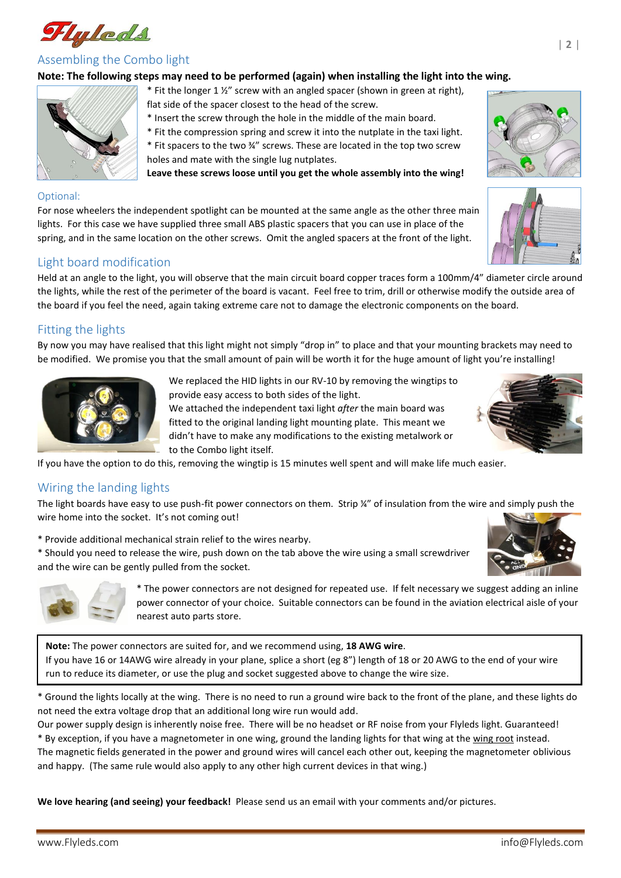## Assembling the Combo light

**Note: The following steps may need to be performed (again) when installing the light into the wing.**

* Fit the longer 1 ½" screw with an angled spacer (shown in green at right), flat side of the spacer closest to the head of the screw.
* Insert the screw through the hole in the middle of the main board.
* Fit the compression spring and screw it into the nutplate in the taxi light.
* Fit spacers to the two ¾" screws. These are located in the top two screw holes and mate with the single lug nutplates.

**Leave these screws loose until you get the whole assembly into the wing!**

### Optional:

For nose wheelers the independent spotlight can be mounted at the same angle as the other three main lights. For this case we have supplied three small ABS plastic spacers that you can use in place of the spring, and in the same location on the other screws. Omit the angled spacers at the front of the light.

## Light board modification

Held at an angle to the light, you will observe that the main circuit board copper traces form a 100mm/4" diameter circle around the lights, while the rest of the perimeter of the board is vacant. Feel free to trim, drill or otherwise modify the outside area of the board if you feel the need, again taking extreme care not to damage the electronic components on the board.

## Fitting the lights

By now you may have realised that this light might not simply "drop in" to place and that your mounting brackets may need to be modified. We promise you that the small amount of pain will be worth it for the huge amount of light you're installing!

We replaced the HID lights in our RV-10 by removing the wingtips to provide easy access to both sides of the light.
We attached the independent taxi light *after* the main board was fitted to the original landing light mounting plate. This meant we didn't have to make any modifications to the existing metalwork or to the Combo light itself.
If you have the option to do this, removing the wingtip is 15 minutes well spent and will make life much easier.

## Wiring the landing lights

The light boards have easy to use push-fit power connectors on them. Strip ¼" of insulation from the wire and simply push the wire home into the socket. It's not coming out!

* Provide additional mechanical strain relief to the wires nearby.
* Should you need to release the wire, push down on the tab above the wire using a small screwdriver and the wire can be gently pulled from the socket.
* The power connectors are not designed for repeated use. If felt necessary we suggest adding an inline power connector of your choice. Suitable connectors can be found in the aviation electrical aisle of your nearest auto parts store.

**Note:** The power connectors are suited for, and we recommend using, **18 AWG wire**.
If you have 16 or 14AWG wire already in your plane, splice a short (eg 8") length of 18 or 20 AWG to the end of your wire run to reduce its diameter, or use the plug and socket suggested above to change the wire size.

* Ground the lights locally at the wing. There is no need to run a ground wire back to the front of the plane, and these lights do not need the extra voltage drop that an additional long wire run would add.

Our power supply design is inherently noise free. There will be no headset or RF noise from your Flyleds light. Guaranteed!

* By exception, if you have a magnetometer in one wing, ground the landing lights for that wing at the wing root instead.

The magnetic fields generated in the power and ground wires will cancel each other out, keeping the magnetometer oblivious and happy. (The same rule would also apply to any other high current devices in that wing.)

**We love hearing (and seeing) your feedback!** Please send us an email with your comments and/or pictures.

www.Flyleds.com info@Flyleds.com